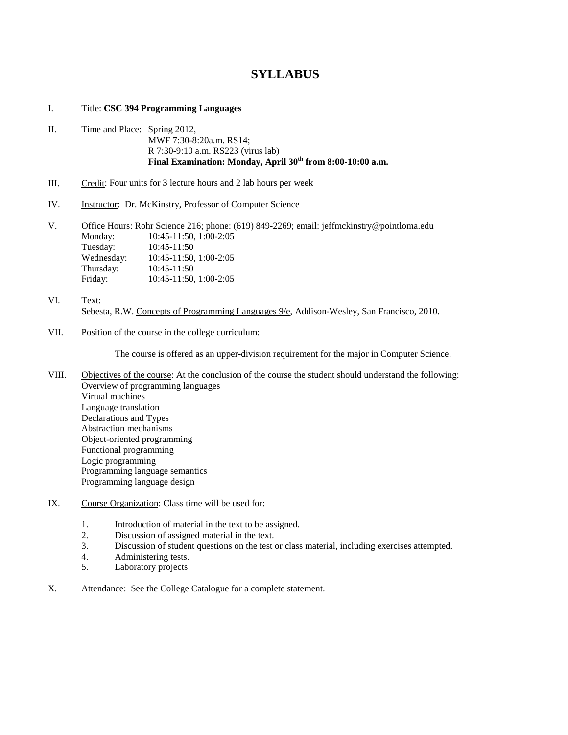# SYLLABUS

I. Title: **CSC 394 Programming Languages**

II. Time and Place: Spring 2012,
MWF 7:30-8:20a.m. RS14;
R 7:30-9:10 a.m. RS223 (virus lab)
**Final Examination: Monday, April 30th from 8:00-10:00 a.m.**

III. Credit: Four units for 3 lecture hours and 2 lab hours per week

IV. Instructor: Dr. McKinstry, Professor of Computer Science

V. Office Hours: Rohr Science 216; phone: (619) 849-2269; email: jeffmckinstry@pointloma.edu

| | |
|---|---|
| Monday: | 10:45-11:50, 1:00-2:05 |
| Tuesday: | 10:45-11:50 |
| Wednesday: | 10:45-11:50, 1:00-2:05 |
| Thursday: | 10:45-11:50 |
| Friday: | 10:45-11:50, 1:00-2:05 |

VI. Text:
Sebesta, R.W. Concepts of Programming Languages 9/e, Addison-Wesley, San Francisco, 2010.

VII. Position of the course in the college curriculum:

The course is offered as an upper-division requirement for the major in Computer Science.

VIII. Objectives of the course: At the conclusion of the course the student should understand the following:
Overview of programming languages
Virtual machines
Language translation
Declarations and Types
Abstraction mechanisms
Object-oriented programming
Functional programming
Logic programming
Programming language semantics
Programming language design

IX. Course Organization: Class time will be used for:

1. Introduction of material in the text to be assigned.
2. Discussion of assigned material in the text.
3. Discussion of student questions on the test or class material, including exercises attempted.
4. Administering tests.
5. Laboratory projects

X. Attendance: See the College Catalogue for a complete statement.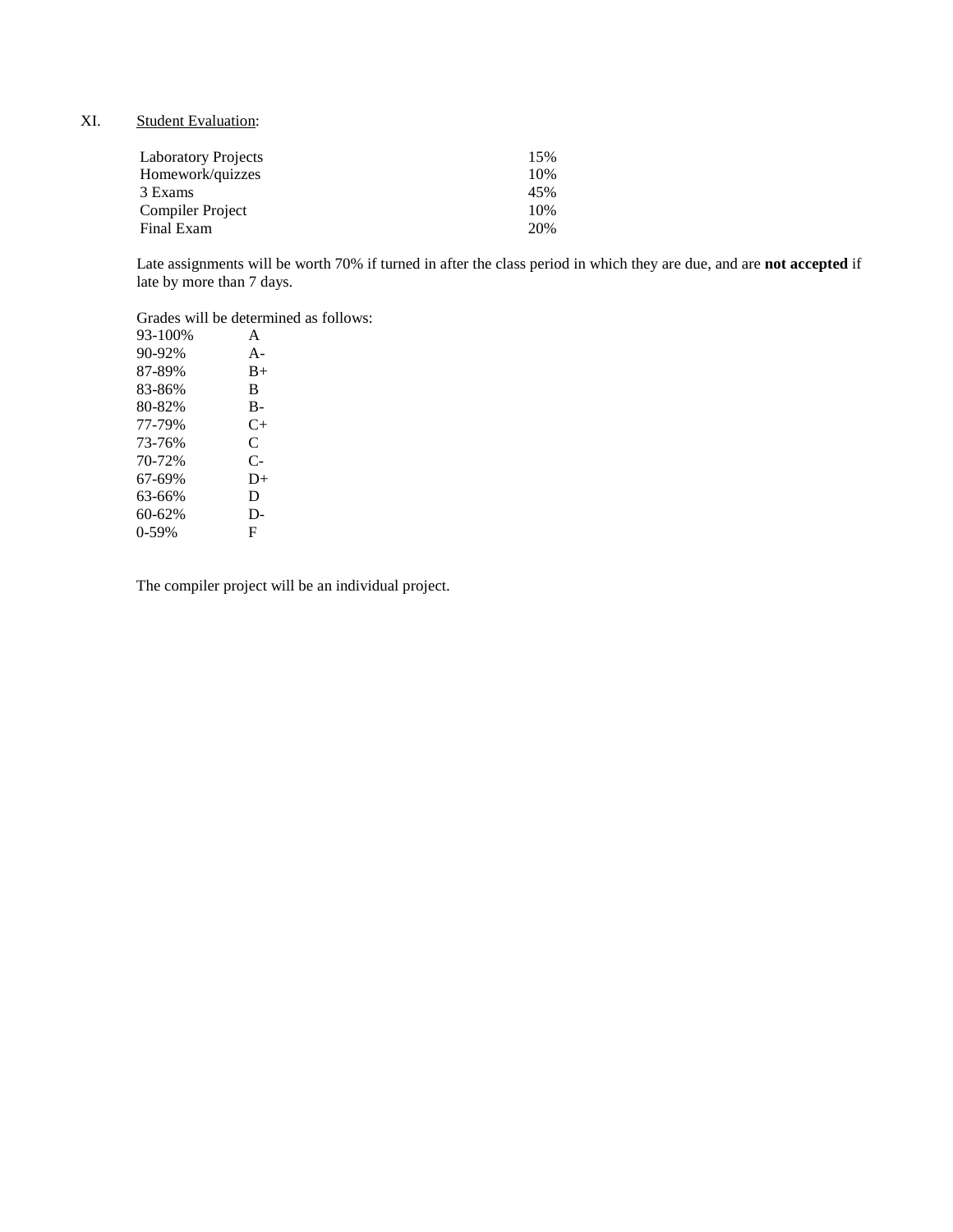XI. Student Evaluation:

| | |
|---|---|
| Laboratory Projects | 15% |
| Homework/quizzes | 10% |
| 3 Exams | 45% |
| Compiler Project | 10% |
| Final Exam | 20% |

Late assignments will be worth 70% if turned in after the class period in which they are due, and are **not accepted** if late by more than 7 days.

Grades will be determined as follows:

| | |
|---|---|
| 93-100% | A |
| 90-92% | A- |
| 87-89% | B+ |
| 83-86% | B |
| 80-82% | B- |
| 77-79% | C+ |
| 73-76% | C |
| 70-72% | C- |
| 67-69% | D+ |
| 63-66% | D |
| 60-62% | D- |
| 0-59% | F |

The compiler project will be an individual project.